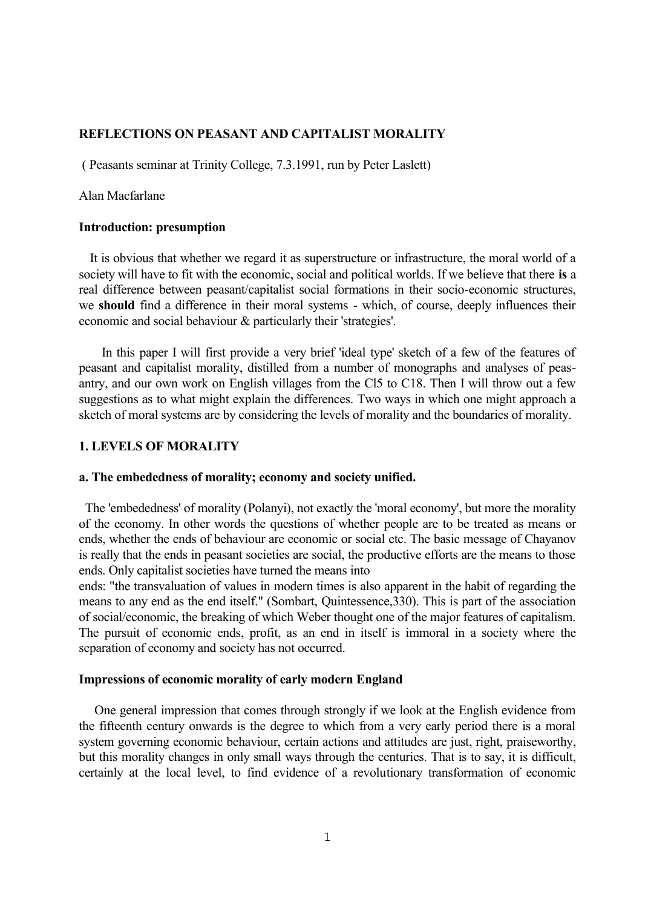**REFLECTIONS ON PEASANT AND CAPITALIST MORALITY**

( Peasants seminar at Trinity College, 7.3.1991, run by Peter Laslett)

Alan Macfarlane

**Introduction: presumption**

It is obvious that whether we regard it as superstructure or infrastructure, the moral world of a society will have to fit with the economic, social and political worlds. If we believe that there **is** a real difference between peasant/capitalist social formations in their socio-economic structures, we **should** find a difference in their moral systems - which, of course, deeply influences their economic and social behaviour & particularly their 'strategies'.

In this paper I will first provide a very brief 'ideal type' sketch of a few of the features of peasant and capitalist morality, distilled from a number of monographs and analyses of peasantry, and our own work on English villages from the Cl5 to C18. Then I will throw out a few suggestions as to what might explain the differences. Two ways in which one might approach a sketch of moral systems are by considering the levels of morality and the boundaries of morality.

## 1. LEVELS OF MORALITY

### a. The embededness of morality; economy and society unified.

The 'embededness' of morality (Polanyi), not exactly the 'moral economy', but more the morality of the economy. In other words the questions of whether people are to be treated as means or ends, whether the ends of behaviour are economic or social etc. The basic message of Chayanov is really that the ends in peasant societies are social, the productive efforts are the means to those ends. Only capitalist societies have turned the means into ends: "the transvaluation of values in modern times is also apparent in the habit of regarding the means to any end as the end itself." (Sombart, Quintessence,330). This is part of the association of social/economic, the breaking of which Weber thought one of the major features of capitalism. The pursuit of economic ends, profit, as an end in itself is immoral in a society where the separation of economy and society has not occurred.

### Impressions of economic morality of early modern England

One general impression that comes through strongly if we look at the English evidence from the fifteenth century onwards is the degree to which from a very early period there is a moral system governing economic behaviour, certain actions and attitudes are just, right, praiseworthy, but this morality changes in only small ways through the centuries. That is to say, it is difficult, certainly at the local level, to find evidence of a revolutionary transformation of economic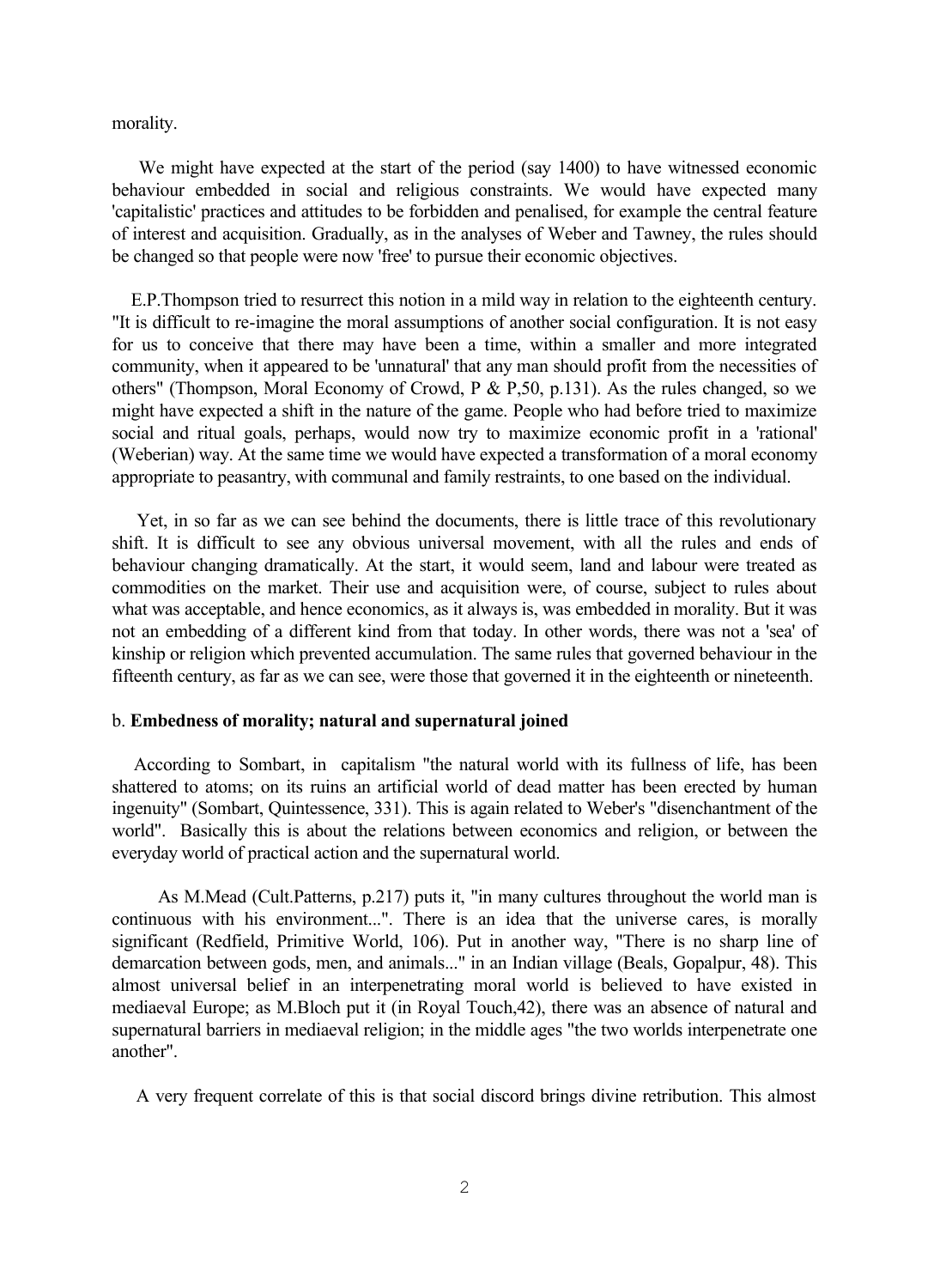morality.

We might have expected at the start of the period (say 1400) to have witnessed economic behaviour embedded in social and religious constraints. We would have expected many 'capitalistic' practices and attitudes to be forbidden and penalised, for example the central feature of interest and acquisition. Gradually, as in the analyses of Weber and Tawney, the rules should be changed so that people were now 'free' to pursue their economic objectives.

E.P.Thompson tried to resurrect this notion in a mild way in relation to the eighteenth century. "It is difficult to re-imagine the moral assumptions of another social configuration. It is not easy for us to conceive that there may have been a time, within a smaller and more integrated community, when it appeared to be 'unnatural' that any man should profit from the necessities of others" (Thompson, Moral Economy of Crowd, P & P,50, p.131). As the rules changed, so we might have expected a shift in the nature of the game. People who had before tried to maximize social and ritual goals, perhaps, would now try to maximize economic profit in a 'rational' (Weberian) way. At the same time we would have expected a transformation of a moral economy appropriate to peasantry, with communal and family restraints, to one based on the individual.

Yet, in so far as we can see behind the documents, there is little trace of this revolutionary shift. It is difficult to see any obvious universal movement, with all the rules and ends of behaviour changing dramatically. At the start, it would seem, land and labour were treated as commodities on the market. Their use and acquisition were, of course, subject to rules about what was acceptable, and hence economics, as it always is, was embedded in morality. But it was not an embedding of a different kind from that today. In other words, there was not a 'sea' of kinship or religion which prevented accumulation. The same rules that governed behaviour in the fifteenth century, as far as we can see, were those that governed it in the eighteenth or nineteenth.

b. **Embedness of morality; natural and supernatural joined**

According to Sombart, in capitalism "the natural world with its fullness of life, has been shattered to atoms; on its ruins an artificial world of dead matter has been erected by human ingenuity" (Sombart, Quintessence, 331). This is again related to Weber's "disenchantment of the world". Basically this is about the relations between economics and religion, or between the everyday world of practical action and the supernatural world.

As M.Mead (Cult.Patterns, p.217) puts it, "in many cultures throughout the world man is continuous with his environment...". There is an idea that the universe cares, is morally significant (Redfield, Primitive World, 106). Put in another way, "There is no sharp line of demarcation between gods, men, and animals..." in an Indian village (Beals, Gopalpur, 48). This almost universal belief in an interpenetrating moral world is believed to have existed in mediaeval Europe; as M.Bloch put it (in Royal Touch,42), there was an absence of natural and supernatural barriers in mediaeval religion; in the middle ages "the two worlds interpenetrate one another".

A very frequent correlate of this is that social discord brings divine retribution. This almost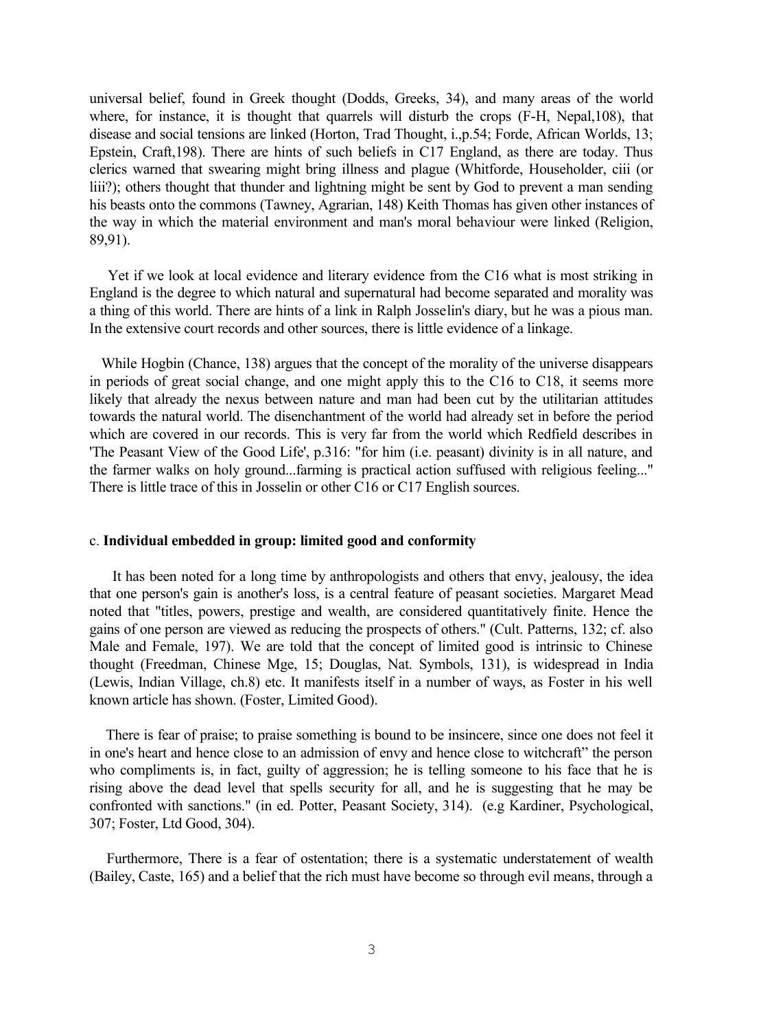universal belief, found in Greek thought (Dodds, Greeks, 34), and many areas of the world where, for instance, it is thought that quarrels will disturb the crops (F-H, Nepal,108), that disease and social tensions are linked (Horton, Trad Thought, i.,p.54; Forde, African Worlds, 13; Epstein, Craft,198). There are hints of such beliefs in C17 England, as there are today. Thus clerics warned that swearing might bring illness and plague (Whitforde, Householder, ciii (or liii?); others thought that thunder and lightning might be sent by God to prevent a man sending his beasts onto the commons (Tawney, Agrarian, 148) Keith Thomas has given other instances of the way in which the material environment and man's moral behaviour were linked (Religion, 89,91).

Yet if we look at local evidence and literary evidence from the C16 what is most striking in England is the degree to which natural and supernatural had become separated and morality was a thing of this world. There are hints of a link in Ralph Josselin's diary, but he was a pious man. In the extensive court records and other sources, there is little evidence of a linkage.

While Hogbin (Chance, 138) argues that the concept of the morality of the universe disappears in periods of great social change, and one might apply this to the C16 to C18, it seems more likely that already the nexus between nature and man had been cut by the utilitarian attitudes towards the natural world. The disenchantment of the world had already set in before the period which are covered in our records. This is very far from the world which Redfield describes in 'The Peasant View of the Good Life', p.316: "for him (i.e. peasant) divinity is in all nature, and the farmer walks on holy ground...farming is practical action suffused with religious feeling..." There is little trace of this in Josselin or other C16 or C17 English sources.

c. **Individual embedded in group: limited good and conformity**

It has been noted for a long time by anthropologists and others that envy, jealousy, the idea that one person's gain is another's loss, is a central feature of peasant societies. Margaret Mead noted that "titles, powers, prestige and wealth, are considered quantitatively finite. Hence the gains of one person are viewed as reducing the prospects of others." (Cult. Patterns, 132; cf. also Male and Female, 197). We are told that the concept of limited good is intrinsic to Chinese thought (Freedman, Chinese Mge, 15; Douglas, Nat. Symbols, 131), is widespread in India (Lewis, Indian Village, ch.8) etc. It manifests itself in a number of ways, as Foster in his well known article has shown. (Foster, Limited Good).

There is fear of praise; to praise something is bound to be insincere, since one does not feel it in one's heart and hence close to an admission of envy and hence close to witchcraft" the person who compliments is, in fact, guilty of aggression; he is telling someone to his face that he is rising above the dead level that spells security for all, and he is suggesting that he may be confronted with sanctions." (in ed. Potter, Peasant Society, 314). (e.g Kardiner, Psychological, 307; Foster, Ltd Good, 304).

Furthermore, There is a fear of ostentation; there is a systematic understatement of wealth (Bailey, Caste, 165) and a belief that the rich must have become so through evil means, through a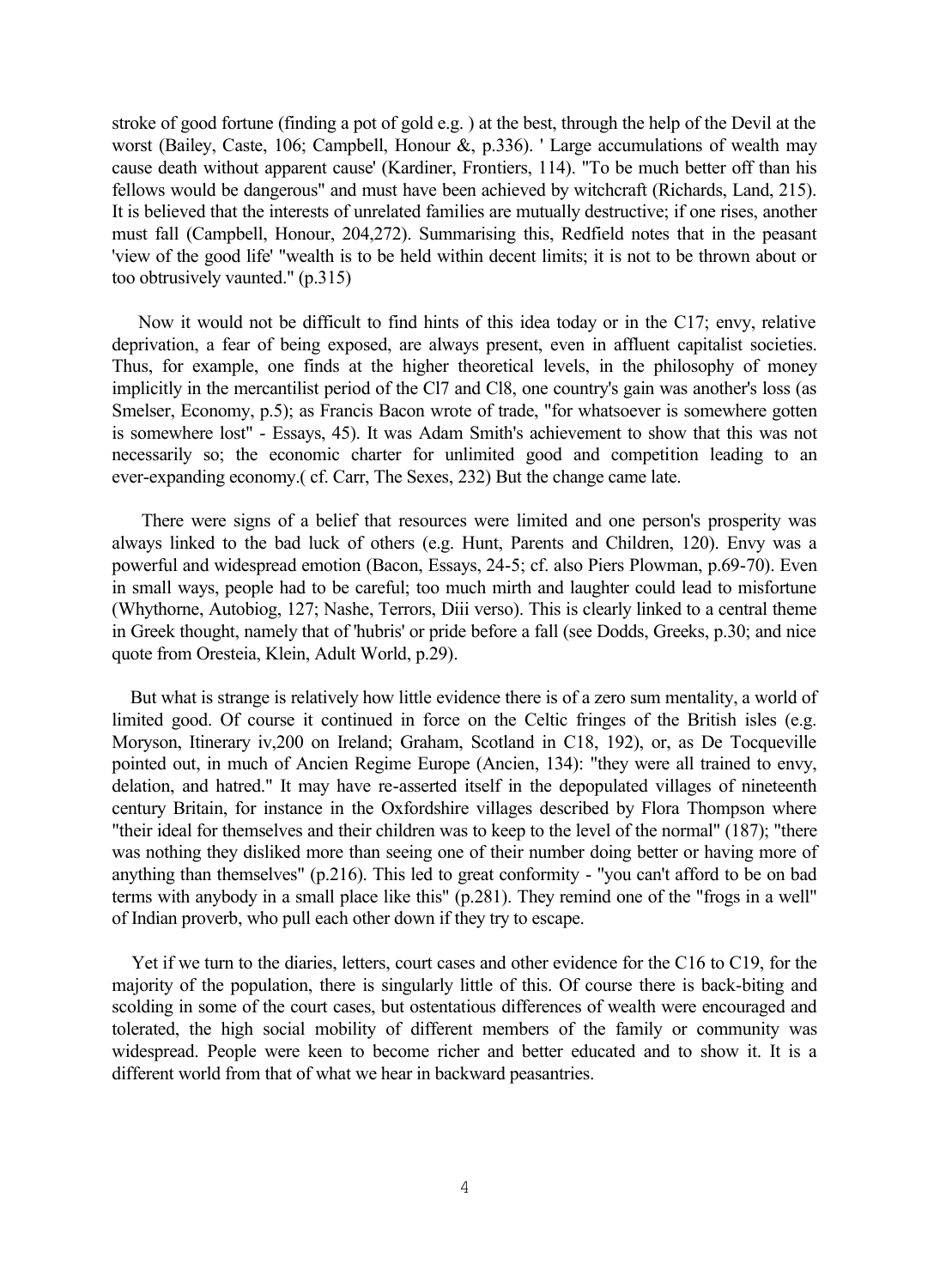stroke of good fortune (finding a pot of gold e.g. ) at the best, through the help of the Devil at the worst (Bailey, Caste, 106; Campbell, Honour &, p.336). ' Large accumulations of wealth may cause death without apparent cause' (Kardiner, Frontiers, 114). "To be much better off than his fellows would be dangerous" and must have been achieved by witchcraft (Richards, Land, 215). It is believed that the interests of unrelated families are mutually destructive; if one rises, another must fall (Campbell, Honour, 204,272). Summarising this, Redfield notes that in the peasant 'view of the good life' "wealth is to be held within decent limits; it is not to be thrown about or too obtrusively vaunted." (p.315)

Now it would not be difficult to find hints of this idea today or in the C17; envy, relative deprivation, a fear of being exposed, are always present, even in affluent capitalist societies. Thus, for example, one finds at the higher theoretical levels, in the philosophy of money implicitly in the mercantilist period of the Cl7 and Cl8, one country's gain was another's loss (as Smelser, Economy, p.5); as Francis Bacon wrote of trade, "for whatsoever is somewhere gotten is somewhere lost" - Essays, 45). It was Adam Smith's achievement to show that this was not necessarily so; the economic charter for unlimited good and competition leading to an ever-expanding economy.( cf. Carr, The Sexes, 232) But the change came late.

There were signs of a belief that resources were limited and one person's prosperity was always linked to the bad luck of others (e.g. Hunt, Parents and Children, 120). Envy was a powerful and widespread emotion (Bacon, Essays, 24-5; cf. also Piers Plowman, p.69-70). Even in small ways, people had to be careful; too much mirth and laughter could lead to misfortune (Whythorne, Autobiog, 127; Nashe, Terrors, Diii verso). This is clearly linked to a central theme in Greek thought, namely that of 'hubris' or pride before a fall (see Dodds, Greeks, p.30; and nice quote from Oresteia, Klein, Adult World, p.29).

But what is strange is relatively how little evidence there is of a zero sum mentality, a world of limited good. Of course it continued in force on the Celtic fringes of the British isles (e.g. Moryson, Itinerary iv,200 on Ireland; Graham, Scotland in C18, 192), or, as De Tocqueville pointed out, in much of Ancien Regime Europe (Ancien, 134): "they were all trained to envy, delation, and hatred." It may have re-asserted itself in the depopulated villages of nineteenth century Britain, for instance in the Oxfordshire villages described by Flora Thompson where "their ideal for themselves and their children was to keep to the level of the normal" (187); "there was nothing they disliked more than seeing one of their number doing better or having more of anything than themselves" (p.216). This led to great conformity - "you can't afford to be on bad terms with anybody in a small place like this" (p.281). They remind one of the "frogs in a well" of Indian proverb, who pull each other down if they try to escape.

Yet if we turn to the diaries, letters, court cases and other evidence for the C16 to C19, for the majority of the population, there is singularly little of this. Of course there is back-biting and scolding in some of the court cases, but ostentatious differences of wealth were encouraged and tolerated, the high social mobility of different members of the family or community was widespread. People were keen to become richer and better educated and to show it. It is a different world from that of what we hear in backward peasantries.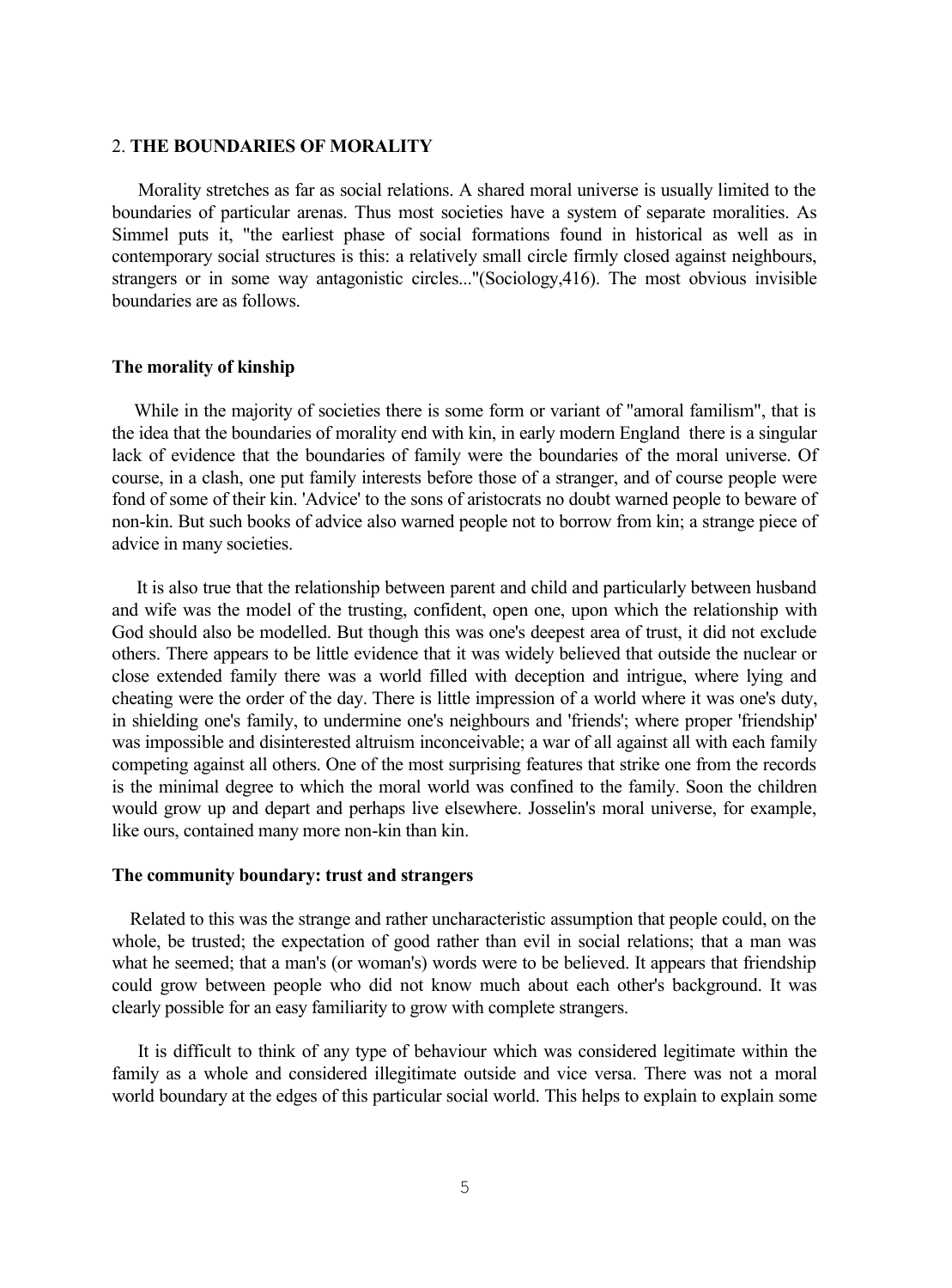## 2. **THE BOUNDARIES OF MORALITY**

Morality stretches as far as social relations. A shared moral universe is usually limited to the boundaries of particular arenas. Thus most societies have a system of separate moralities. As Simmel puts it, "the earliest phase of social formations found in historical as well as in contemporary social structures is this: a relatively small circle firmly closed against neighbours, strangers or in some way antagonistic circles..."(Sociology,416). The most obvious invisible boundaries are as follows.

### The morality of kinship

While in the majority of societies there is some form or variant of "amoral familism", that is the idea that the boundaries of morality end with kin, in early modern England there is a singular lack of evidence that the boundaries of family were the boundaries of the moral universe. Of course, in a clash, one put family interests before those of a stranger, and of course people were fond of some of their kin. 'Advice' to the sons of aristocrats no doubt warned people to beware of non-kin. But such books of advice also warned people not to borrow from kin; a strange piece of advice in many societies.

It is also true that the relationship between parent and child and particularly between husband and wife was the model of the trusting, confident, open one, upon which the relationship with God should also be modelled. But though this was one's deepest area of trust, it did not exclude others. There appears to be little evidence that it was widely believed that outside the nuclear or close extended family there was a world filled with deception and intrigue, where lying and cheating were the order of the day. There is little impression of a world where it was one's duty, in shielding one's family, to undermine one's neighbours and 'friends'; where proper 'friendship' was impossible and disinterested altruism inconceivable; a war of all against all with each family competing against all others. One of the most surprising features that strike one from the records is the minimal degree to which the moral world was confined to the family. Soon the children would grow up and depart and perhaps live elsewhere. Josselin's moral universe, for example, like ours, contained many more non-kin than kin.

### The community boundary: trust and strangers

Related to this was the strange and rather uncharacteristic assumption that people could, on the whole, be trusted; the expectation of good rather than evil in social relations; that a man was what he seemed; that a man's (or woman's) words were to be believed. It appears that friendship could grow between people who did not know much about each other's background. It was clearly possible for an easy familiarity to grow with complete strangers.

It is difficult to think of any type of behaviour which was considered legitimate within the family as a whole and considered illegitimate outside and vice versa. There was not a moral world boundary at the edges of this particular social world. This helps to explain to explain some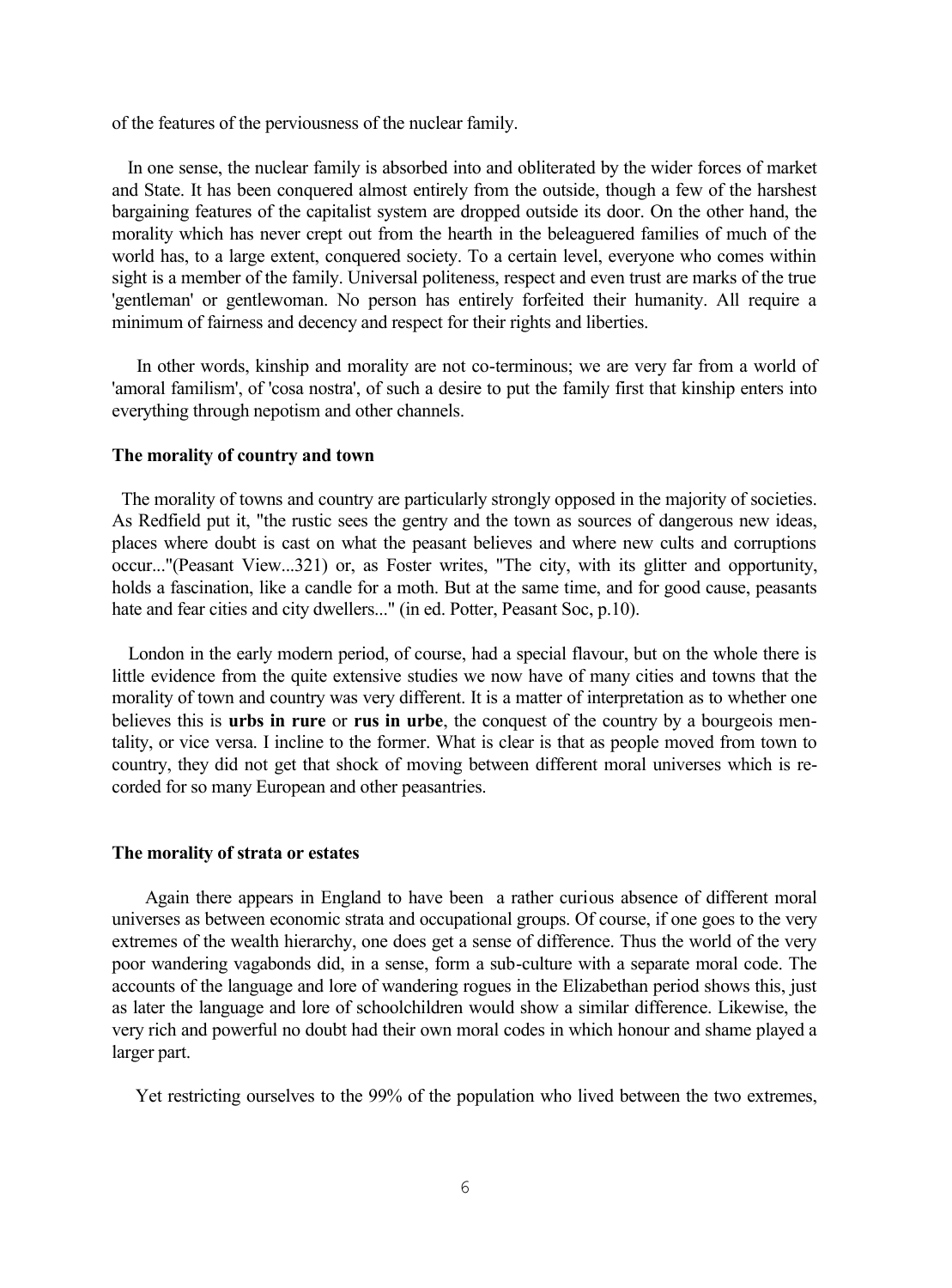of the features of the perviousness of the nuclear family.

In one sense, the nuclear family is absorbed into and obliterated by the wider forces of market and State. It has been conquered almost entirely from the outside, though a few of the harshest bargaining features of the capitalist system are dropped outside its door. On the other hand, the morality which has never crept out from the hearth in the beleaguered families of much of the world has, to a large extent, conquered society. To a certain level, everyone who comes within sight is a member of the family. Universal politeness, respect and even trust are marks of the true 'gentleman' or gentlewoman. No person has entirely forfeited their humanity. All require a minimum of fairness and decency and respect for their rights and liberties.

In other words, kinship and morality are not co-terminous; we are very far from a world of 'amoral familism', of 'cosa nostra', of such a desire to put the family first that kinship enters into everything through nepotism and other channels.

**The morality of country and town**

The morality of towns and country are particularly strongly opposed in the majority of societies. As Redfield put it, "the rustic sees the gentry and the town as sources of dangerous new ideas, places where doubt is cast on what the peasant believes and where new cults and corruptions occur..."(Peasant View...321) or, as Foster writes, "The city, with its glitter and opportunity, holds a fascination, like a candle for a moth. But at the same time, and for good cause, peasants hate and fear cities and city dwellers..." (in ed. Potter, Peasant Soc, p.10).

London in the early modern period, of course, had a special flavour, but on the whole there is little evidence from the quite extensive studies we now have of many cities and towns that the morality of town and country was very different. It is a matter of interpretation as to whether one believes this is **urbs in rure** or **rus in urbe**, the conquest of the country by a bourgeois mentality, or vice versa. I incline to the former. What is clear is that as people moved from town to country, they did not get that shock of moving between different moral universes which is recorded for so many European and other peasantries.

**The morality of strata or estates**

Again there appears in England to have been a rather curious absence of different moral universes as between economic strata and occupational groups. Of course, if one goes to the very extremes of the wealth hierarchy, one does get a sense of difference. Thus the world of the very poor wandering vagabonds did, in a sense, form a sub-culture with a separate moral code. The accounts of the language and lore of wandering rogues in the Elizabethan period shows this, just as later the language and lore of schoolchildren would show a similar difference. Likewise, the very rich and powerful no doubt had their own moral codes in which honour and shame played a larger part.

Yet restricting ourselves to the 99% of the population who lived between the two extremes,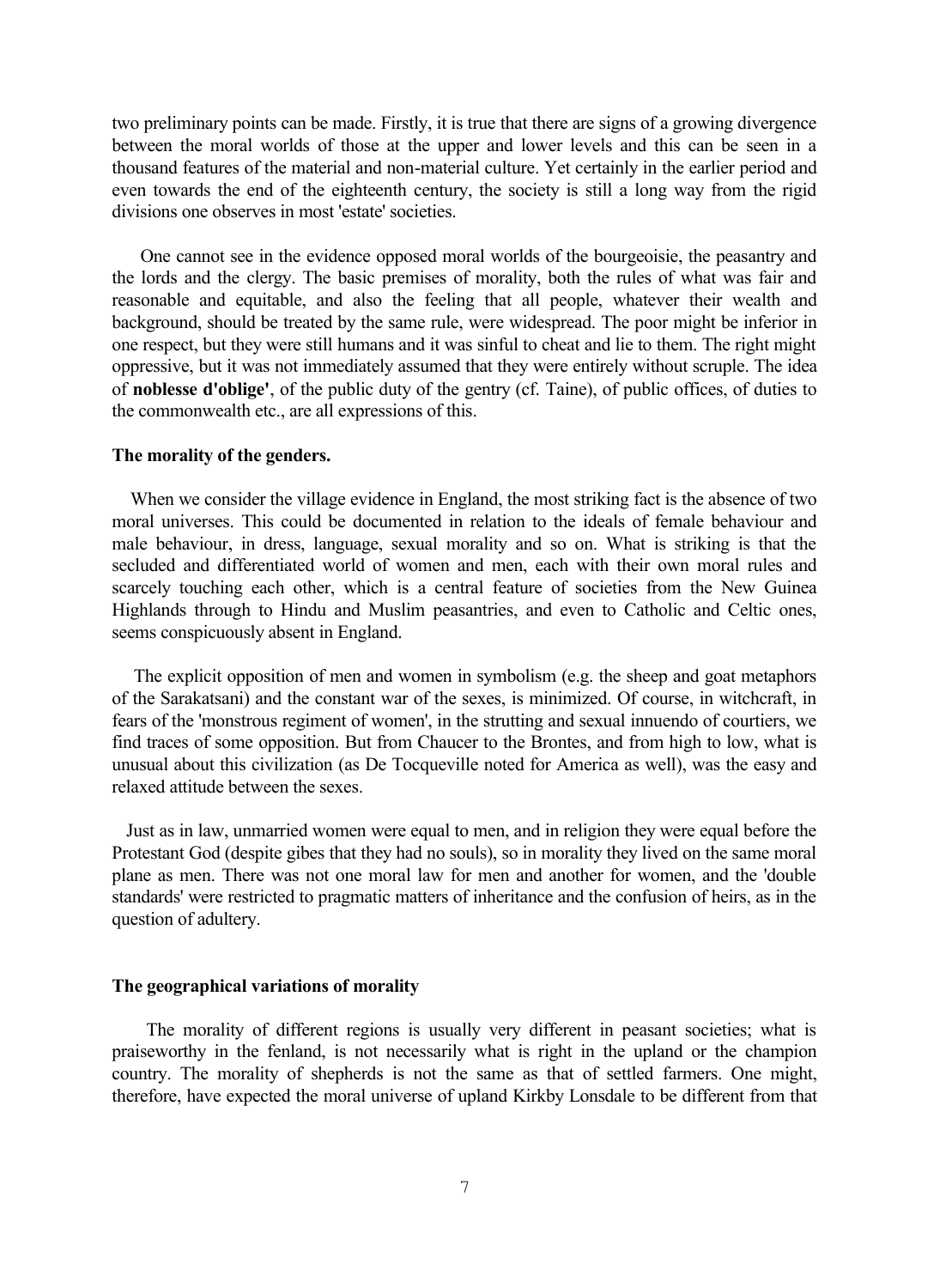two preliminary points can be made. Firstly, it is true that there are signs of a growing divergence between the moral worlds of those at the upper and lower levels and this can be seen in a thousand features of the material and non-material culture. Yet certainly in the earlier period and even towards the end of the eighteenth century, the society is still a long way from the rigid divisions one observes in most 'estate' societies.

One cannot see in the evidence opposed moral worlds of the bourgeoisie, the peasantry and the lords and the clergy. The basic premises of morality, both the rules of what was fair and reasonable and equitable, and also the feeling that all people, whatever their wealth and background, should be treated by the same rule, were widespread. The poor might be inferior in one respect, but they were still humans and it was sinful to cheat and lie to them. The right might oppressive, but it was not immediately assumed that they were entirely without scruple. The idea of **noblesse d'oblige'**, of the public duty of the gentry (cf. Taine), of public offices, of duties to the commonwealth etc., are all expressions of this.

**The morality of the genders.**

When we consider the village evidence in England, the most striking fact is the absence of two moral universes. This could be documented in relation to the ideals of female behaviour and male behaviour, in dress, language, sexual morality and so on. What is striking is that the secluded and differentiated world of women and men, each with their own moral rules and scarcely touching each other, which is a central feature of societies from the New Guinea Highlands through to Hindu and Muslim peasantries, and even to Catholic and Celtic ones, seems conspicuously absent in England.

The explicit opposition of men and women in symbolism (e.g. the sheep and goat metaphors of the Sarakatsani) and the constant war of the sexes, is minimized. Of course, in witchcraft, in fears of the 'monstrous regiment of women', in the strutting and sexual innuendo of courtiers, we find traces of some opposition. But from Chaucer to the Brontes, and from high to low, what is unusual about this civilization (as De Tocqueville noted for America as well), was the easy and relaxed attitude between the sexes.

Just as in law, unmarried women were equal to men, and in religion they were equal before the Protestant God (despite gibes that they had no souls), so in morality they lived on the same moral plane as men. There was not one moral law for men and another for women, and the 'double standards' were restricted to pragmatic matters of inheritance and the confusion of heirs, as in the question of adultery.

**The geographical variations of morality**

The morality of different regions is usually very different in peasant societies; what is praiseworthy in the fenland, is not necessarily what is right in the upland or the champion country. The morality of shepherds is not the same as that of settled farmers. One might, therefore, have expected the moral universe of upland Kirkby Lonsdale to be different from that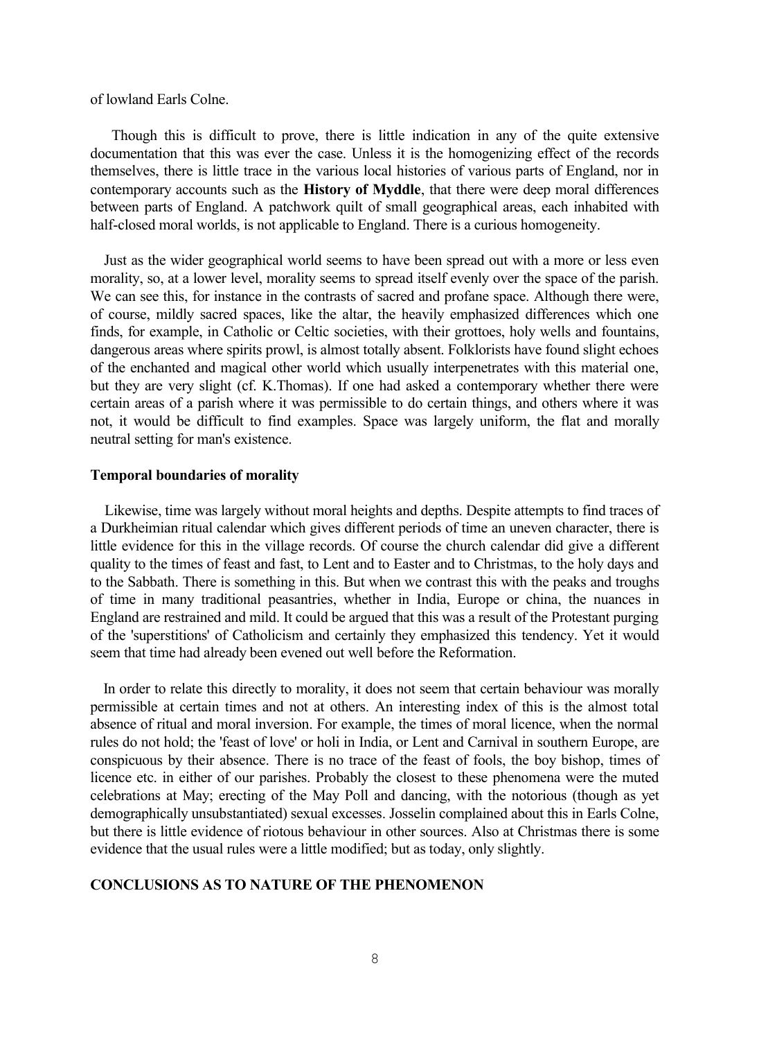of lowland Earls Colne.

Though this is difficult to prove, there is little indication in any of the quite extensive documentation that this was ever the case. Unless it is the homogenizing effect of the records themselves, there is little trace in the various local histories of various parts of England, nor in contemporary accounts such as the **History of Myddle**, that there were deep moral differences between parts of England. A patchwork quilt of small geographical areas, each inhabited with half-closed moral worlds, is not applicable to England. There is a curious homogeneity.

Just as the wider geographical world seems to have been spread out with a more or less even morality, so, at a lower level, morality seems to spread itself evenly over the space of the parish. We can see this, for instance in the contrasts of sacred and profane space. Although there were, of course, mildly sacred spaces, like the altar, the heavily emphasized differences which one finds, for example, in Catholic or Celtic societies, with their grottoes, holy wells and fountains, dangerous areas where spirits prowl, is almost totally absent. Folklorists have found slight echoes of the enchanted and magical other world which usually interpenetrates with this material one, but they are very slight (cf. K.Thomas). If one had asked a contemporary whether there were certain areas of a parish where it was permissible to do certain things, and others where it was not, it would be difficult to find examples. Space was largely uniform, the flat and morally neutral setting for man's existence.

### Temporal boundaries of morality

Likewise, time was largely without moral heights and depths. Despite attempts to find traces of a Durkheimian ritual calendar which gives different periods of time an uneven character, there is little evidence for this in the village records. Of course the church calendar did give a different quality to the times of feast and fast, to Lent and to Easter and to Christmas, to the holy days and to the Sabbath. There is something in this. But when we contrast this with the peaks and troughs of time in many traditional peasantries, whether in India, Europe or china, the nuances in England are restrained and mild. It could be argued that this was a result of the Protestant purging of the 'superstitions' of Catholicism and certainly they emphasized this tendency. Yet it would seem that time had already been evened out well before the Reformation.

In order to relate this directly to morality, it does not seem that certain behaviour was morally permissible at certain times and not at others. An interesting index of this is the almost total absence of ritual and moral inversion. For example, the times of moral licence, when the normal rules do not hold; the 'feast of love' or holi in India, or Lent and Carnival in southern Europe, are conspicuous by their absence. There is no trace of the feast of fools, the boy bishop, times of licence etc. in either of our parishes. Probably the closest to these phenomena were the muted celebrations at May; erecting of the May Poll and dancing, with the notorious (though as yet demographically unsubstantiated) sexual excesses. Josselin complained about this in Earls Colne, but there is little evidence of riotous behaviour in other sources. Also at Christmas there is some evidence that the usual rules were a little modified; but as today, only slightly.

## CONCLUSIONS AS TO NATURE OF THE PHENOMENON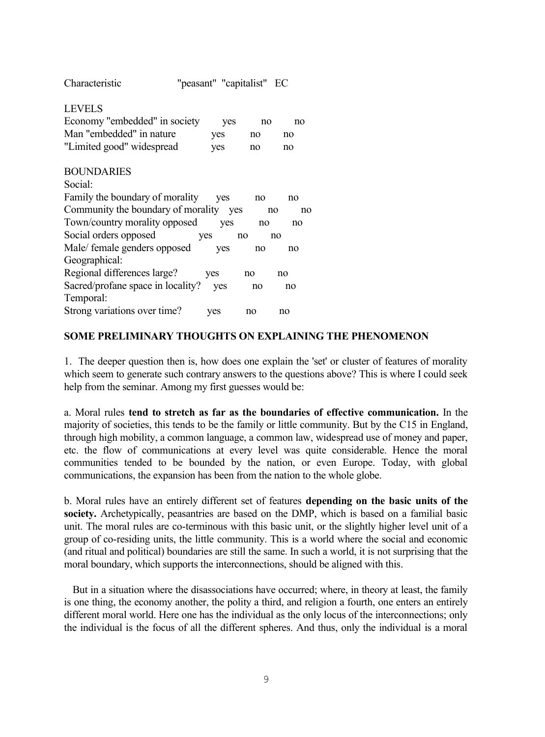| Characteristic | "peasant" | "capitalist" | EC |
|---|---|---|---|
| **LEVELS** | | | |
| Economy "embedded" in society | yes | no | no |
| Man "embedded" in nature | yes | no | no |
| "Limited good" widespread | yes | no | no |
| **BOUNDARIES** | | | |
| Social: | | | |
| Family the boundary of morality | yes | no | no |
| Community the boundary of morality | yes | no | no |
| Town/country morality opposed | yes | no | no |
| Social orders opposed | yes | no | no |
| Male/ female genders opposed | yes | no | no |
| Geographical: | | | |
| Regional differences large? | yes | no | no |
| Sacred/profane space in locality? | yes | no | no |
| Temporal: | | | |
| Strong variations over time? | yes | no | no |

## SOME PRELIMINARY THOUGHTS ON EXPLAINING THE PHENOMENON

1. The deeper question then is, how does one explain the 'set' or cluster of features of morality which seem to generate such contrary answers to the questions above? This is where I could seek help from the seminar. Among my first guesses would be:

a. Moral rules **tend to stretch as far as the boundaries of effective communication.** In the majority of societies, this tends to be the family or little community. But by the C15 in England, through high mobility, a common language, a common law, widespread use of money and paper, etc. the flow of communications at every level was quite considerable. Hence the moral communities tended to be bounded by the nation, or even Europe. Today, with global communications, the expansion has been from the nation to the whole globe.

b. Moral rules have an entirely different set of features **depending on the basic units of the society.** Archetypically, peasantries are based on the DMP, which is based on a familial basic unit. The moral rules are co-terminous with this basic unit, or the slightly higher level unit of a group of co-residing units, the little community. This is a world where the social and economic (and ritual and political) boundaries are still the same. In such a world, it is not surprising that the moral boundary, which supports the interconnections, should be aligned with this.

But in a situation where the disassociations have occurred; where, in theory at least, the family is one thing, the economy another, the polity a third, and religion a fourth, one enters an entirely different moral world. Here one has the individual as the only locus of the interconnections; only the individual is the focus of all the different spheres. And thus, only the individual is a moral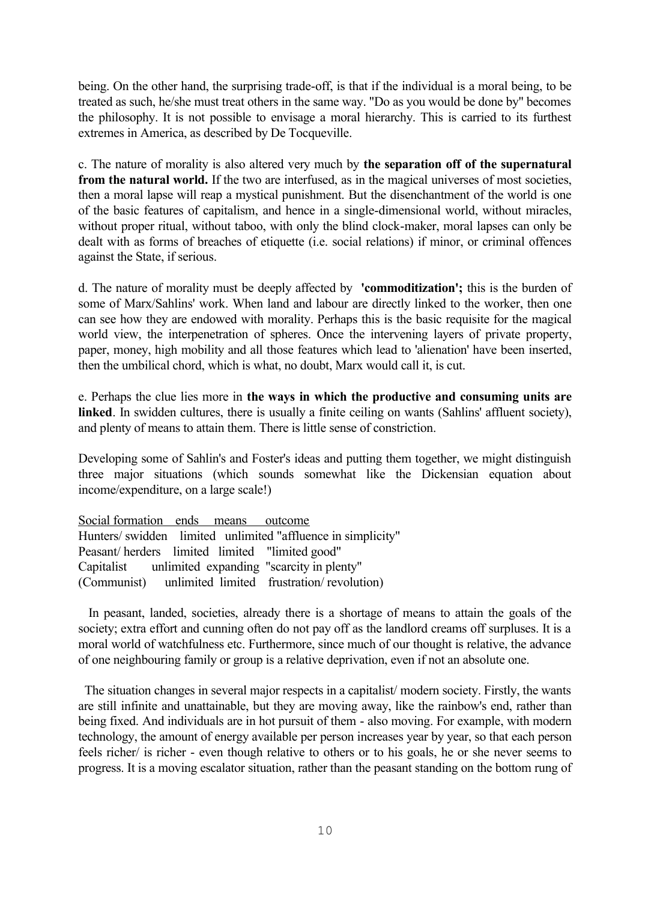being. On the other hand, the surprising trade-off, is that if the individual is a moral being, to be treated as such, he/she must treat others in the same way. "Do as you would be done by" becomes the philosophy. It is not possible to envisage a moral hierarchy. This is carried to its furthest extremes in America, as described by De Tocqueville.

c. The nature of morality is also altered very much by **the separation off of the supernatural from the natural world.** If the two are interfused, as in the magical universes of most societies, then a moral lapse will reap a mystical punishment. But the disenchantment of the world is one of the basic features of capitalism, and hence in a single-dimensional world, without miracles, without proper ritual, without taboo, with only the blind clock-maker, moral lapses can only be dealt with as forms of breaches of etiquette (i.e. social relations) if minor, or criminal offences against the State, if serious.

d. The nature of morality must be deeply affected by **'commoditization';** this is the burden of some of Marx/Sahlins' work. When land and labour are directly linked to the worker, then one can see how they are endowed with morality. Perhaps this is the basic requisite for the magical world view, the interpenetration of spheres. Once the intervening layers of private property, paper, money, high mobility and all those features which lead to 'alienation' have been inserted, then the umbilical chord, which is what, no doubt, Marx would call it, is cut.

e. Perhaps the clue lies more in **the ways in which the productive and consuming units are linked**. In swidden cultures, there is usually a finite ceiling on wants (Sahlins' affluent society), and plenty of means to attain them. There is little sense of constriction.

Developing some of Sahlin's and Foster's ideas and putting them together, we might distinguish three major situations (which sounds somewhat like the Dickensian equation about income/expenditure, on a large scale!)

| Social formation | ends | means | outcome |
|---|---|---|---|
| Hunters/ swidden | limited | unlimited | "affluence in simplicity" |
| Peasant/ herders | limited | limited | "limited good" |
| Capitalist | unlimited | expanding | "scarcity in plenty" |
| (Communist) | unlimited | limited | frustration/ revolution) |

In peasant, landed, societies, already there is a shortage of means to attain the goals of the society; extra effort and cunning often do not pay off as the landlord creams off surpluses. It is a moral world of watchfulness etc. Furthermore, since much of our thought is relative, the advance of one neighbouring family or group is a relative deprivation, even if not an absolute one.

The situation changes in several major respects in a capitalist/ modern society. Firstly, the wants are still infinite and unattainable, but they are moving away, like the rainbow's end, rather than being fixed. And individuals are in hot pursuit of them - also moving. For example, with modern technology, the amount of energy available per person increases year by year, so that each person feels richer/ is richer - even though relative to others or to his goals, he or she never seems to progress. It is a moving escalator situation, rather than the peasant standing on the bottom rung of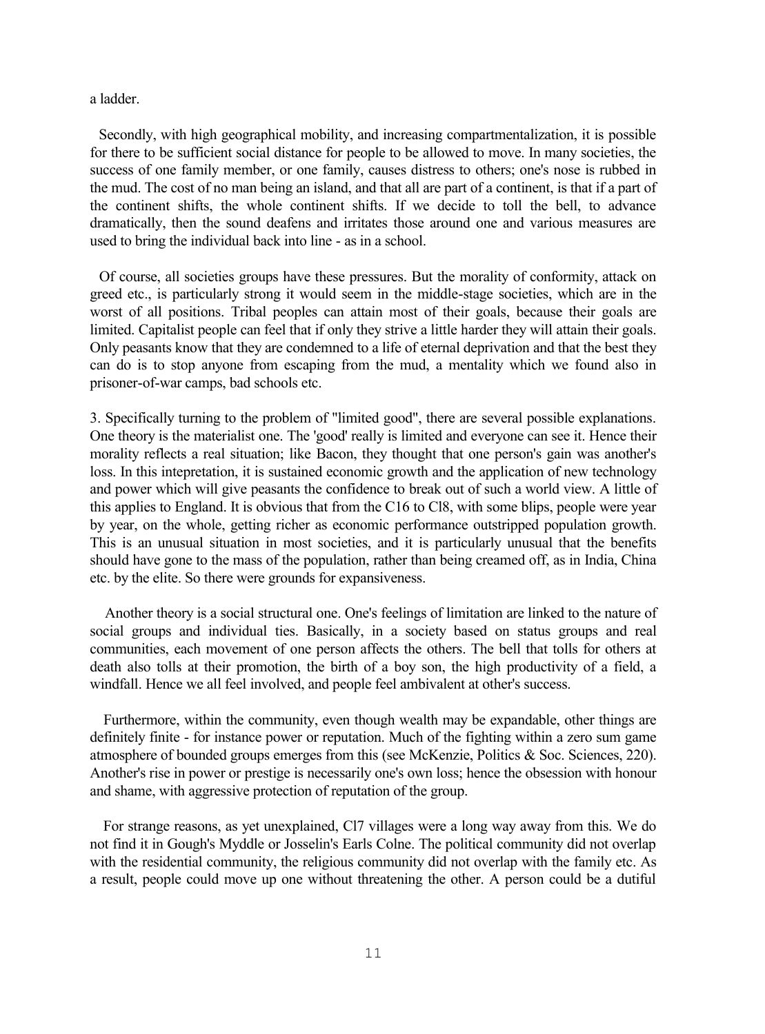a ladder.

Secondly, with high geographical mobility, and increasing compartmentalization, it is possible for there to be sufficient social distance for people to be allowed to move. In many societies, the success of one family member, or one family, causes distress to others; one's nose is rubbed in the mud. The cost of no man being an island, and that all are part of a continent, is that if a part of the continent shifts, the whole continent shifts. If we decide to toll the bell, to advance dramatically, then the sound deafens and irritates those around one and various measures are used to bring the individual back into line - as in a school.

Of course, all societies groups have these pressures. But the morality of conformity, attack on greed etc., is particularly strong it would seem in the middle-stage societies, which are in the worst of all positions. Tribal peoples can attain most of their goals, because their goals are limited. Capitalist people can feel that if only they strive a little harder they will attain their goals. Only peasants know that they are condemned to a life of eternal deprivation and that the best they can do is to stop anyone from escaping from the mud, a mentality which we found also in prisoner-of-war camps, bad schools etc.

3. Specifically turning to the problem of "limited good", there are several possible explanations. One theory is the materialist one. The 'good' really is limited and everyone can see it. Hence their morality reflects a real situation; like Bacon, they thought that one person's gain was another's loss. In this intepretation, it is sustained economic growth and the application of new technology and power which will give peasants the confidence to break out of such a world view. A little of this applies to England. It is obvious that from the C16 to Cl8, with some blips, people were year by year, on the whole, getting richer as economic performance outstripped population growth. This is an unusual situation in most societies, and it is particularly unusual that the benefits should have gone to the mass of the population, rather than being creamed off, as in India, China etc. by the elite. So there were grounds for expansiveness.

Another theory is a social structural one. One's feelings of limitation are linked to the nature of social groups and individual ties. Basically, in a society based on status groups and real communities, each movement of one person affects the others. The bell that tolls for others at death also tolls at their promotion, the birth of a boy son, the high productivity of a field, a windfall. Hence we all feel involved, and people feel ambivalent at other's success.

Furthermore, within the community, even though wealth may be expandable, other things are definitely finite - for instance power or reputation. Much of the fighting within a zero sum game atmosphere of bounded groups emerges from this (see McKenzie, Politics & Soc. Sciences, 220). Another's rise in power or prestige is necessarily one's own loss; hence the obsession with honour and shame, with aggressive protection of reputation of the group.

For strange reasons, as yet unexplained, Cl7 villages were a long way away from this. We do not find it in Gough's Myddle or Josselin's Earls Colne. The political community did not overlap with the residential community, the religious community did not overlap with the family etc. As a result, people could move up one without threatening the other. A person could be a dutiful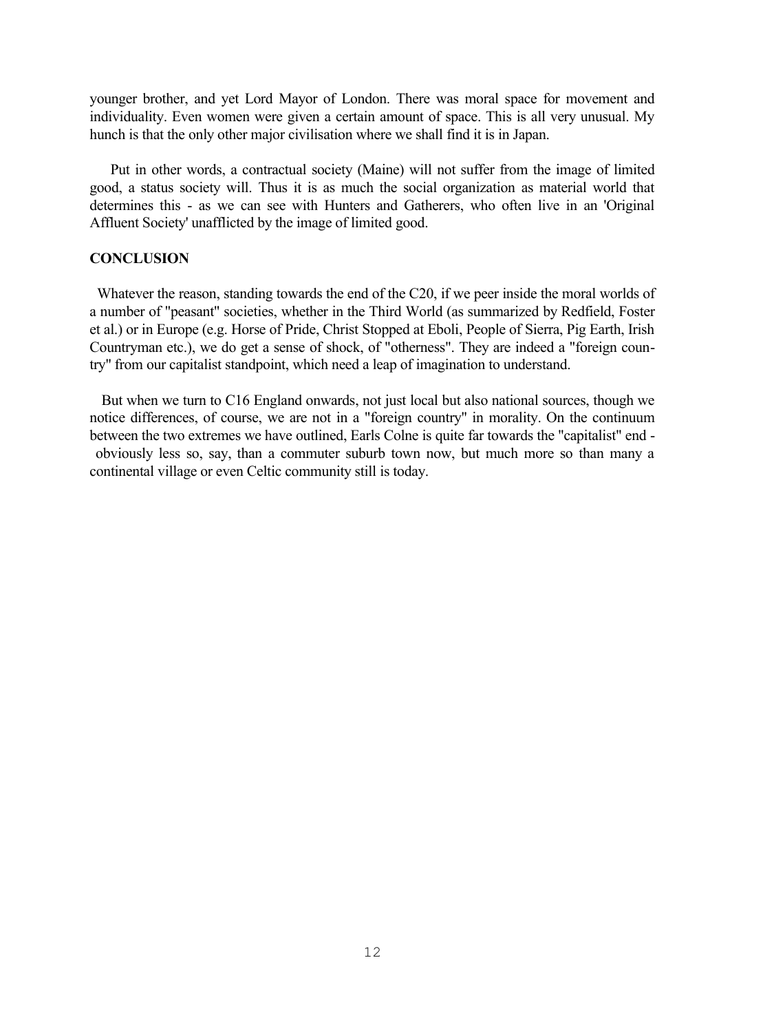younger brother, and yet Lord Mayor of London. There was moral space for movement and individuality. Even women were given a certain amount of space. This is all very unusual. My hunch is that the only other major civilisation where we shall find it is in Japan.

Put in other words, a contractual society (Maine) will not suffer from the image of limited good, a status society will. Thus it is as much the social organization as material world that determines this - as we can see with Hunters and Gatherers, who often live in an 'Original Affluent Society' unafflicted by the image of limited good.

**CONCLUSION**

Whatever the reason, standing towards the end of the C20, if we peer inside the moral worlds of a number of "peasant" societies, whether in the Third World (as summarized by Redfield, Foster et al.) or in Europe (e.g. Horse of Pride, Christ Stopped at Eboli, People of Sierra, Pig Earth, Irish Countryman etc.), we do get a sense of shock, of "otherness". They are indeed a "foreign country" from our capitalist standpoint, which need a leap of imagination to understand.

But when we turn to C16 England onwards, not just local but also national sources, though we notice differences, of course, we are not in a "foreign country" in morality. On the continuum between the two extremes we have outlined, Earls Colne is quite far towards the "capitalist" end - obviously less so, say, than a commuter suburb town now, but much more so than many a continental village or even Celtic community still is today.